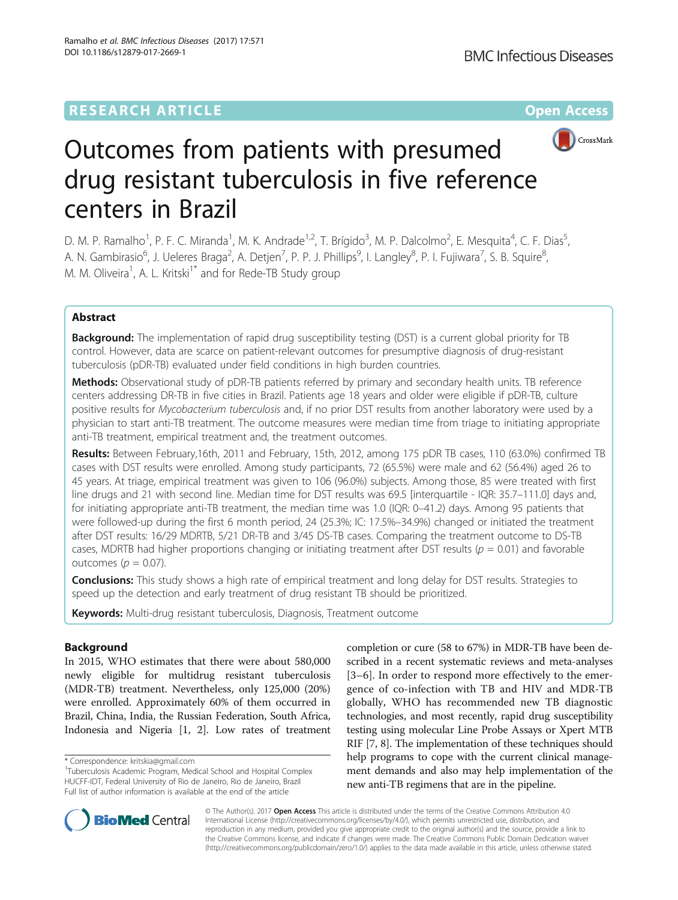RESEARCH ARTICLE

Open Access

# Outcomes from patients with presumed drug resistant tuberculosis in five reference centers in Brazil

D. M. P. Ramalho[1], P. F. C. Miranda[1], M. K. Andrade[1,2], T. Brígido[3], M. P. Dalcolmo[2], E. Mesquita[4], C. F. Dias[5], A. N. Gambirasio[6], J. Ueleres Braga[2], A. Detjen[7], P. P. J. Phillips[9], I. Langley[8], P. I. Fujiwara[7], S. B. Squire[8], M. M. Oliveira[1], A. L. Kritski[1*] and for Rede-TB Study group

## Abstract

**Background:** The implementation of rapid drug susceptibility testing (DST) is a current global priority for TB control. However, data are scarce on patient-relevant outcomes for presumptive diagnosis of drug-resistant tuberculosis (pDR-TB) evaluated under field conditions in high burden countries.

**Methods:** Observational study of pDR-TB patients referred by primary and secondary health units. TB reference centers addressing DR-TB in five cities in Brazil. Patients age 18 years and older were eligible if pDR-TB, culture positive results for *Mycobacterium tuberculosis* and, if no prior DST results from another laboratory were used by a physician to start anti-TB treatment. The outcome measures were median time from triage to initiating appropriate anti-TB treatment, empirical treatment and, the treatment outcomes.

**Results:** Between February,16th, 2011 and February, 15th, 2012, among 175 pDR TB cases, 110 (63.0%) confirmed TB cases with DST results were enrolled. Among study participants, 72 (65.5%) were male and 62 (56.4%) aged 26 to 45 years. At triage, empirical treatment was given to 106 (96.0%) subjects. Among those, 85 were treated with first line drugs and 21 with second line. Median time for DST results was 69.5 [interquartile - IQR: 35.7–111.0] days and, for initiating appropriate anti-TB treatment, the median time was 1.0 (IQR: 0–41.2) days. Among 95 patients that were followed-up during the first 6 month period, 24 (25.3%; IC: 17.5%–34.9%) changed or initiated the treatment after DST results: 16/29 MDRTB, 5/21 DR-TB and 3/45 DS-TB cases. Comparing the treatment outcome to DS-TB cases, MDRTB had higher proportions changing or initiating treatment after DST results ($p = 0.01$) and favorable outcomes ($p = 0.07$).

**Conclusions:** This study shows a high rate of empirical treatment and long delay for DST results. Strategies to speed up the detection and early treatment of drug resistant TB should be prioritized.

**Keywords:** Multi-drug resistant tuberculosis, Diagnosis, Treatment outcome

## Background

In 2015, WHO estimates that there were about 580,000 newly eligible for multidrug resistant tuberculosis (MDR-TB) treatment. Nevertheless, only 125,000 (20%) were enrolled. Approximately 60% of them occurred in Brazil, China, India, the Russian Federation, South Africa, Indonesia and Nigeria [1, 2]. Low rates of treatment completion or cure (58 to 67%) in MDR-TB have been described in a recent systematic reviews and meta-analyses [3–6]. In order to respond more effectively to the emergence of co-infection with TB and HIV and MDR-TB globally, WHO has recommended new TB diagnostic technologies, and most recently, rapid drug susceptibility testing using molecular Line Probe Assays or Xpert MTB RIF [7, 8]. The implementation of these techniques should help programs to cope with the current clinical management demands and also may help implementation of the new anti-TB regimens that are in the pipeline.

\* Correspondence: kritskia@gmail.com
[1]Tuberculosis Academic Program, Medical School and Hospital Complex HUCFF-IDT, Federal University of Rio de Janeiro, Rio de Janeiro, Brazil
Full list of author information is available at the end of the article

© The Author(s). 2017 **Open Access** This article is distributed under the terms of the Creative Commons Attribution 4.0 International License (http://creativecommons.org/licenses/by/4.0/), which permits unrestricted use, distribution, and reproduction in any medium, provided you give appropriate credit to the original author(s) and the source, provide a link to the Creative Commons license, and indicate if changes were made. The Creative Commons Public Domain Dedication waiver (http://creativecommons.org/publicdomain/zero/1.0/) applies to the data made available in this article, unless otherwise stated.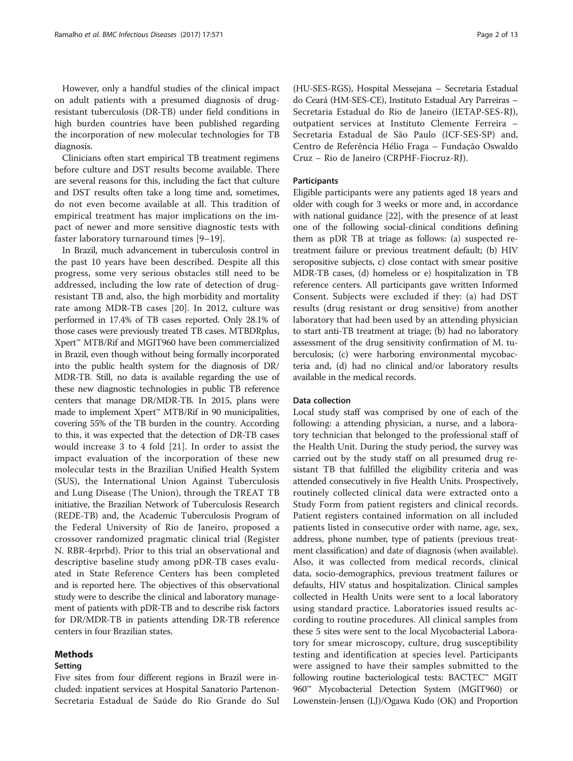However, only a handful studies of the clinical impact on adult patients with a presumed diagnosis of drug-resistant tuberculosis (DR-TB) under field conditions in high burden countries have been published regarding the incorporation of new molecular technologies for TB diagnosis.

Clinicians often start empirical TB treatment regimens before culture and DST results become available. There are several reasons for this, including the fact that culture and DST results often take a long time and, sometimes, do not even become available at all. This tradition of empirical treatment has major implications on the impact of newer and more sensitive diagnostic tests with faster laboratory turnaround times [9–19].

In Brazil, much advancement in tuberculosis control in the past 10 years have been described. Despite all this progress, some very serious obstacles still need to be addressed, including the low rate of detection of drug-resistant TB and, also, the high morbidity and mortality rate among MDR-TB cases [20]. In 2012, culture was performed in 17.4% of TB cases reported. Only 28.1% of those cases were previously treated TB cases. MTBDRplus, Xpert™ MTB/Rif and MGIT960 have been commercialized in Brazil, even though without being formally incorporated into the public health system for the diagnosis of DR/MDR-TB. Still, no data is available regarding the use of these new diagnostic technologies in public TB reference centers that manage DR/MDR-TB. In 2015, plans were made to implement Xpert™ MTB/Rif in 90 municipalities, covering 55% of the TB burden in the country. According to this, it was expected that the detection of DR-TB cases would increase 3 to 4 fold [21]. In order to assist the impact evaluation of the incorporation of these new molecular tests in the Brazilian Unified Health System (SUS), the International Union Against Tuberculosis and Lung Disease (The Union), through the TREAT TB initiative, the Brazilian Network of Tuberculosis Research (REDE-TB) and, the Academic Tuberculosis Program of the Federal University of Rio de Janeiro, proposed a crossover randomized pragmatic clinical trial (Register N. RBR-4rprbd). Prior to this trial an observational and descriptive baseline study among pDR-TB cases evaluated in State Reference Centers has been completed and is reported here. The objectives of this observational study were to describe the clinical and laboratory management of patients with pDR-TB and to describe risk factors for DR/MDR-TB in patients attending DR-TB reference centers in four Brazilian states.

## Methods

### Setting

Five sites from four different regions in Brazil were included: inpatient services at Hospital Sanatorio Partenon-Secretaria Estadual de Saúde do Rio Grande do Sul (HU-SES-RGS), Hospital Messejana – Secretaria Estadual do Ceará (HM-SES-CE), Instituto Estadual Ary Parreiras – Secretaria Estadual do Rio de Janeiro (IETAP-SES-RJ), outpatient services at Instituto Clemente Ferreira – Secretaria Estadual de São Paulo (ICF-SES-SP) and, Centro de Referência Hélio Fraga – Fundação Oswaldo Cruz – Rio de Janeiro (CRPHF-Fiocruz-RJ).

### Participants

Eligible participants were any patients aged 18 years and older with cough for 3 weeks or more and, in accordance with national guidance [22], with the presence of at least one of the following social-clinical conditions defining them as pDR TB at triage as follows: (a) suspected re-treatment failure or previous treatment default; (b) HIV seropositive subjects, c) close contact with smear positive MDR-TB cases, (d) homeless or e) hospitalization in TB reference centers. All participants gave written Informed Consent. Subjects were excluded if they: (a) had DST results (drug resistant or drug sensitive) from another laboratory that had been used by an attending physician to start anti-TB treatment at triage; (b) had no laboratory assessment of the drug sensitivity confirmation of M. tuberculosis; (c) were harboring environmental mycobacteria and, (d) had no clinical and/or laboratory results available in the medical records.

### Data collection

Local study staff was comprised by one of each of the following: a attending physician, a nurse, and a laboratory technician that belonged to the professional staff of the Health Unit. During the study period, the survey was carried out by the study staff on all presumed drug resistant TB that fulfilled the eligibility criteria and was attended consecutively in five Health Units. Prospectively, routinely collected clinical data were extracted onto a Study Form from patient registers and clinical records. Patient registers contained information on all included patients listed in consecutive order with name, age, sex, address, phone number, type of patients (previous treatment classification) and date of diagnosis (when available). Also, it was collected from medical records, clinical data, socio-demographics, previous treatment failures or defaults, HIV status and hospitalization. Clinical samples collected in Health Units were sent to a local laboratory using standard practice. Laboratories issued results according to routine procedures. All clinical samples from these 5 sites were sent to the local Mycobacterial Laboratory for smear microscopy, culture, drug susceptibility testing and identification at species level. Participants were assigned to have their samples submitted to the following routine bacteriological tests: BACTEC™ MGIT 960™ Mycobacterial Detection System (MGIT960) or Lowenstein-Jensen (LJ)/Ogawa Kudo (OK) and Proportion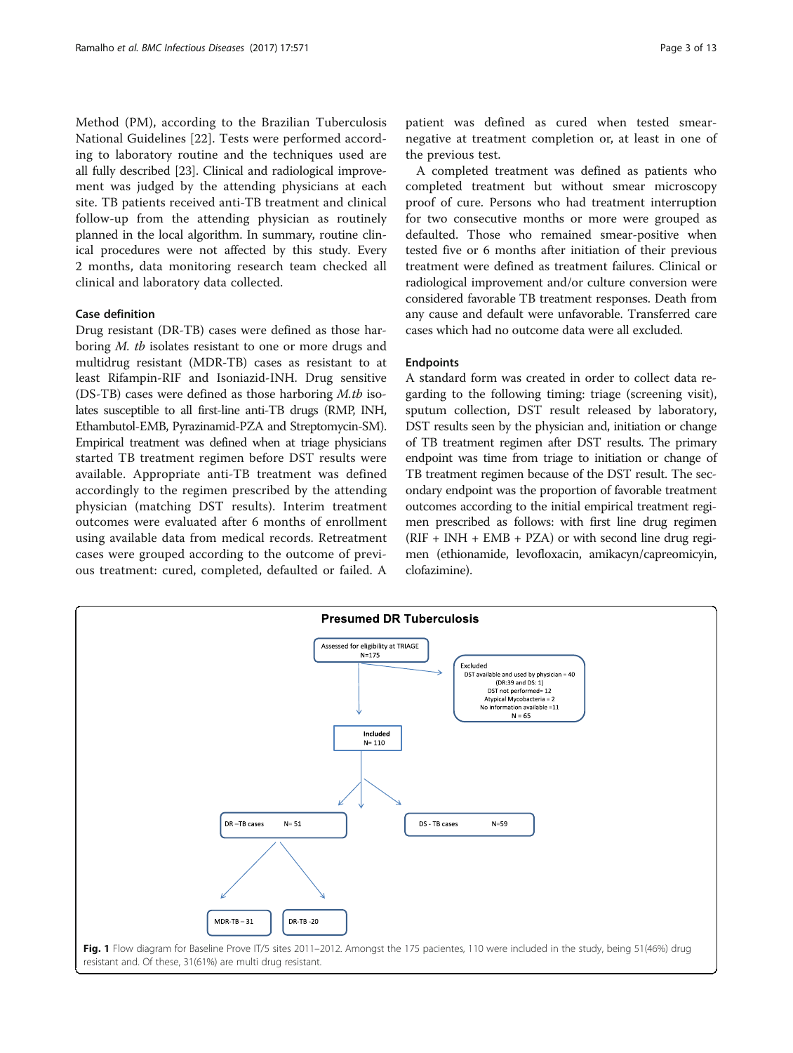Method (PM), according to the Brazilian Tuberculosis National Guidelines [22]. Tests were performed according to laboratory routine and the techniques used are all fully described [23]. Clinical and radiological improvement was judged by the attending physicians at each site. TB patients received anti-TB treatment and clinical follow-up from the attending physician as routinely planned in the local algorithm. In summary, routine clinical procedures were not affected by this study. Every 2 months, data monitoring research team checked all clinical and laboratory data collected.

### Case definition

Drug resistant (DR-TB) cases were defined as those harboring *M. tb* isolates resistant to one or more drugs and multidrug resistant (MDR-TB) cases as resistant to at least Rifampin-RIF and Isoniazid-INH. Drug sensitive (DS-TB) cases were defined as those harboring *M.tb* isolates susceptible to all first-line anti-TB drugs (RMP, INH, Ethambutol-EMB, Pyrazinamid-PZA and Streptomycin-SM). Empirical treatment was defined when at triage physicians started TB treatment regimen before DST results were available. Appropriate anti-TB treatment was defined accordingly to the regimen prescribed by the attending physician (matching DST results). Interim treatment outcomes were evaluated after 6 months of enrollment using available data from medical records. Retreatment cases were grouped according to the outcome of previous treatment: cured, completed, defaulted or failed. A patient was defined as cured when tested smear-negative at treatment completion or, at least in one of the previous test.

A completed treatment was defined as patients who completed treatment but without smear microscopy proof of cure. Persons who had treatment interruption for two consecutive months or more were grouped as defaulted. Those who remained smear-positive when tested five or 6 months after initiation of their previous treatment were defined as treatment failures. Clinical or radiological improvement and/or culture conversion were considered favorable TB treatment responses. Death from any cause and default were unfavorable. Transferred care cases which had no outcome data were all excluded.

### Endpoints

A standard form was created in order to collect data regarding to the following timing: triage (screening visit), sputum collection, DST result released by laboratory, DST results seen by the physician and, initiation or change of TB treatment regimen after DST results. The primary endpoint was time from triage to initiation or change of TB treatment regimen because of the DST result. The secondary endpoint was the proportion of favorable treatment outcomes according to the initial empirical treatment regimen prescribed as follows: with first line drug regimen (RIF + INH + EMB + PZA) or with second line drug regimen (ethionamide, levofloxacin, amikacyn/capreomicyin, clofazimine).

Presumed DR Tuberculosis

Assessed for eligibility at TRIAGE
N=175

Excluded
DST available and used by physician = 40
(DR:39 and DS: 1)
DST not performed= 12
Atypical Mycobacteria = 2
No information available =11
N = 65

Included
N= 110

DR –TB cases N= 51

DS - TB cases N=59

MDR-TB – 31

DR-TB -20

**Fig. 1** Flow diagram for Baseline Prove IT/5 sites 2011–2012. Amongst the 175 pacientes, 110 were included in the study, being 51(46%) drug resistant and. Of these, 31(61%) are multi drug resistant.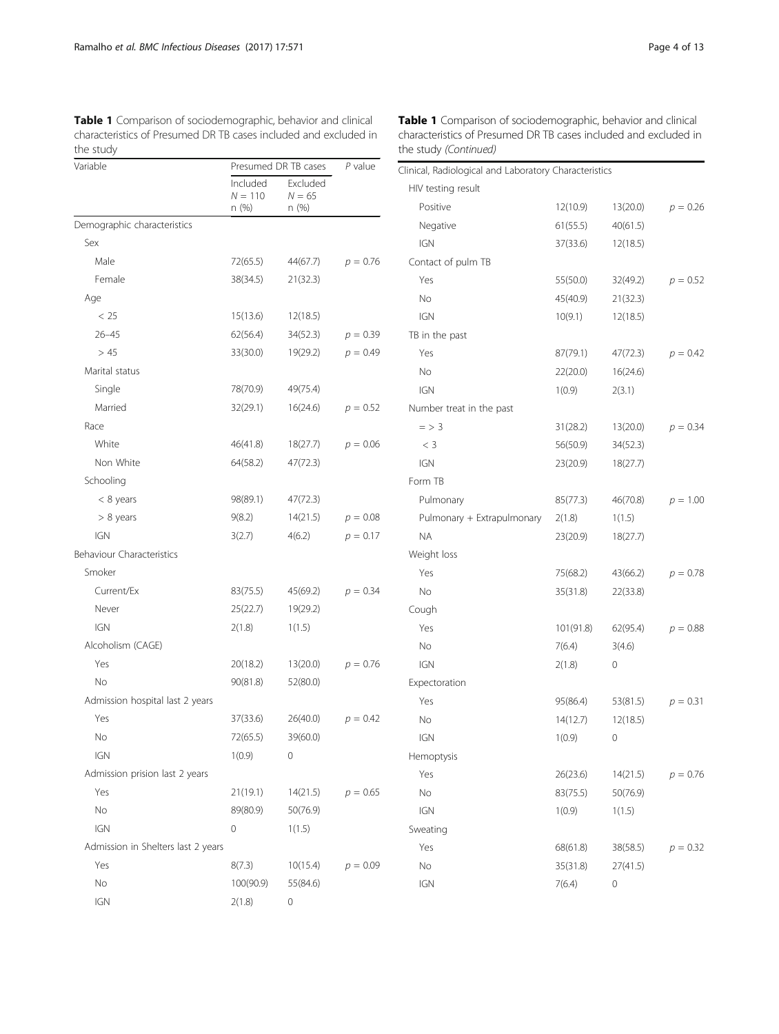**Table 1** Comparison of sociodemographic, behavior and clinical characteristics of Presumed DR TB cases included and excluded in the study

| Variable | Presumed DR TB cases | | P value |
|---|---|---|---|
| | Included N = 110 n (%) | Excluded N = 65 n (%) | |
| Demographic characteristics | | | |
| Sex | | | |
| Male | 72(65.5) | 44(67.7) | p = 0.76 |
| Female | 38(34.5) | 21(32.3) | |
| Age | | | |
| < 25 | 15(13.6) | 12(18.5) | |
| 26–45 | 62(56.4) | 34(52.3) | p = 0.39 |
| > 45 | 33(30.0) | 19(29.2) | p = 0.49 |
| Marital status | | | |
| Single | 78(70.9) | 49(75.4) | |
| Married | 32(29.1) | 16(24.6) | p = 0.52 |
| Race | | | |
| White | 46(41.8) | 18(27.7) | p = 0.06 |
| Non White | 64(58.2) | 47(72.3) | |
| Schooling | | | |
| < 8 years | 98(89.1) | 47(72.3) | |
| > 8 years | 9(8.2) | 14(21.5) | p = 0.08 |
| IGN | 3(2.7) | 4(6.2) | p = 0.17 |
| Behaviour Characteristics | | | |
| Smoker | | | |
| Current/Ex | 83(75.5) | 45(69.2) | p = 0.34 |
| Never | 25(22.7) | 19(29.2) | |
| IGN | 2(1.8) | 1(1.5) | |
| Alcoholism (CAGE) | | | |
| Yes | 20(18.2) | 13(20.0) | p = 0.76 |
| No | 90(81.8) | 52(80.0) | |
| Admission hospital last 2 years | | | |
| Yes | 37(33.6) | 26(40.0) | p = 0.42 |
| No | 72(65.5) | 39(60.0) | |
| IGN | 1(0.9) | 0 | |
| Admission prision last 2 years | | | |
| Yes | 21(19.1) | 14(21.5) | p = 0.65 |
| No | 89(80.9) | 50(76.9) | |
| IGN | 0 | 1(1.5) | |
| Admission in Shelters last 2 years | | | |
| Yes | 8(7.3) | 10(15.4) | p = 0.09 |
| No | 100(90.9) | 55(84.6) | |
| IGN | 2(1.8) | 0 | |

**Table 1** Comparison of sociodemographic, behavior and clinical characteristics of Presumed DR TB cases included and excluded in the study *(Continued)*

| Clinical, Radiological and Laboratory Characteristics | | | |
|---|---|---|---|
| HIV testing result | | | |
| Positive | 12(10.9) | 13(20.0) | p = 0.26 |
| Negative | 61(55.5) | 40(61.5) | |
| IGN | 37(33.6) | 12(18.5) | |
| Contact of pulm TB | | | |
| Yes | 55(50.0) | 32(49.2) | p = 0.52 |
| No | 45(40.9) | 21(32.3) | |
| IGN | 10(9.1) | 12(18.5) | |
| TB in the past | | | |
| Yes | 87(79.1) | 47(72.3) | p = 0.42 |
| No | 22(20.0) | 16(24.6) | |
| IGN | 1(0.9) | 2(3.1) | |
| Number treat in the past | | | |
| = > 3 | 31(28.2) | 13(20.0) | p = 0.34 |
| < 3 | 56(50.9) | 34(52.3) | |
| IGN | 23(20.9) | 18(27.7) | |
| Form TB | | | |
| Pulmonary | 85(77.3) | 46(70.8) | p = 1.00 |
| Pulmonary + Extrapulmonary | 2(1.8) | 1(1.5) | |
| NA | 23(20.9) | 18(27.7) | |
| Weight loss | | | |
| Yes | 75(68.2) | 43(66.2) | p = 0.78 |
| No | 35(31.8) | 22(33.8) | |
| Cough | | | |
| Yes | 101(91.8) | 62(95.4) | p = 0.88 |
| No | 7(6.4) | 3(4.6) | |
| IGN | 2(1.8) | 0 | |
| Expectoration | | | |
| Yes | 95(86.4) | 53(81.5) | p = 0.31 |
| No | 14(12.7) | 12(18.5) | |
| IGN | 1(0.9) | 0 | |
| Hemoptysis | | | |
| Yes | 26(23.6) | 14(21.5) | p = 0.76 |
| No | 83(75.5) | 50(76.9) | |
| IGN | 1(0.9) | 1(1.5) | |
| Sweating | | | |
| Yes | 68(61.8) | 38(58.5) | p = 0.32 |
| No | 35(31.8) | 27(41.5) | |
| IGN | 7(6.4) | 0 | |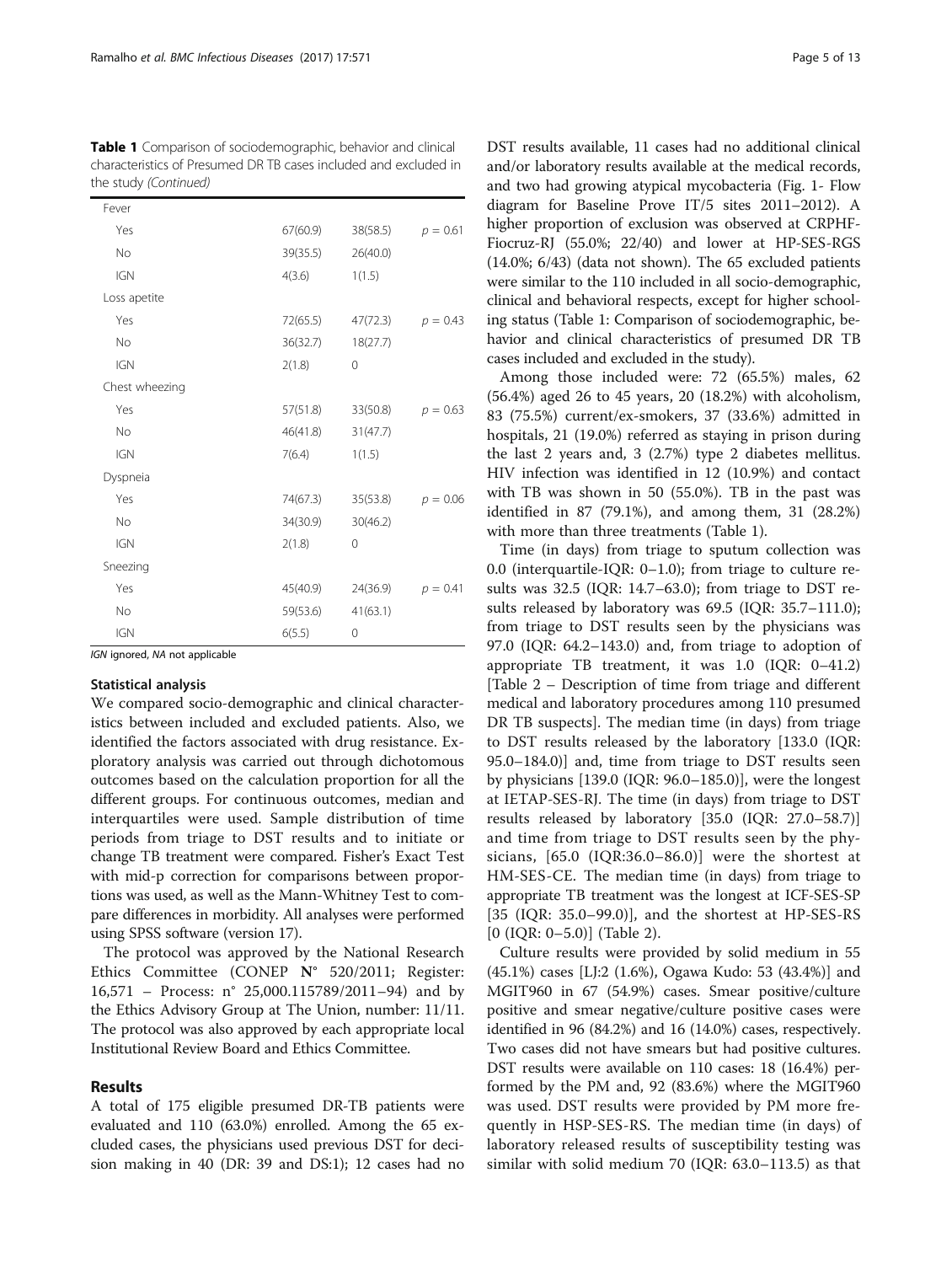**Table 1** Comparison of sociodemographic, behavior and clinical characteristics of Presumed DR TB cases included and excluded in the study *(Continued)*

| | | | |
|---|---|---|---|
| Fever | | | |
| Yes | 67(60.9) | 38(58.5) | $p = 0.61$ |
| No | 39(35.5) | 26(40.0) | |
| IGN | 4(3.6) | 1(1.5) | |
| Loss apetite | | | |
| Yes | 72(65.5) | 47(72.3) | $p = 0.43$ |
| No | 36(32.7) | 18(27.7) | |
| IGN | 2(1.8) | 0 | |
| Chest wheezing | | | |
| Yes | 57(51.8) | 33(50.8) | $p = 0.63$ |
| No | 46(41.8) | 31(47.7) | |
| IGN | 7(6.4) | 1(1.5) | |
| Dyspneia | | | |
| Yes | 74(67.3) | 35(53.8) | $p = 0.06$ |
| No | 34(30.9) | 30(46.2) | |
| IGN | 2(1.8) | 0 | |
| Sneezing | | | |
| Yes | 45(40.9) | 24(36.9) | $p = 0.41$ |
| No | 59(53.6) | 41(63.1) | |
| IGN | 6(5.5) | 0 | |

*IGN* ignored, *NA* not applicable

### Statistical analysis

We compared socio-demographic and clinical characteristics between included and excluded patients. Also, we identified the factors associated with drug resistance. Exploratory analysis was carried out through dichotomous outcomes based on the calculation proportion for all the different groups. For continuous outcomes, median and interquartiles were used. Sample distribution of time periods from triage to DST results and to initiate or change TB treatment were compared. Fisher's Exact Test with mid-p correction for comparisons between proportions was used, as well as the Mann-Whitney Test to compare differences in morbidity. All analyses were performed using SPSS software (version 17).

The protocol was approved by the National Research Ethics Committee (CONEP **N**° 520/2011; Register: 16,571 – Process: n° 25,000.115789/2011–94) and by the Ethics Advisory Group at The Union, number: 11/11. The protocol was also approved by each appropriate local Institutional Review Board and Ethics Committee.

## Results

A total of 175 eligible presumed DR-TB patients were evaluated and 110 (63.0%) enrolled. Among the 65 excluded cases, the physicians used previous DST for decision making in 40 (DR: 39 and DS:1); 12 cases had no DST results available, 11 cases had no additional clinical and/or laboratory results available at the medical records, and two had growing atypical mycobacteria (Fig. 1- Flow diagram for Baseline Prove IT/5 sites 2011–2012). A higher proportion of exclusion was observed at CRPHF-Fiocruz-RJ (55.0%; 22/40) and lower at HP-SES-RGS (14.0%; 6/43) (data not shown). The 65 excluded patients were similar to the 110 included in all socio-demographic, clinical and behavioral respects, except for higher schooling status (Table 1: Comparison of sociodemographic, behavior and clinical characteristics of presumed DR TB cases included and excluded in the study).

Among those included were: 72 (65.5%) males, 62 (56.4%) aged 26 to 45 years, 20 (18.2%) with alcoholism, 83 (75.5%) current/ex-smokers, 37 (33.6%) admitted in hospitals, 21 (19.0%) referred as staying in prison during the last 2 years and, 3 (2.7%) type 2 diabetes mellitus. HIV infection was identified in 12 (10.9%) and contact with TB was shown in 50 (55.0%). TB in the past was identified in 87 (79.1%), and among them, 31 (28.2%) with more than three treatments (Table 1).

Time (in days) from triage to sputum collection was 0.0 (interquartile-IQR: 0–1.0); from triage to culture results was 32.5 (IQR: 14.7–63.0); from triage to DST results released by laboratory was 69.5 (IQR: 35.7–111.0); from triage to DST results seen by the physicians was 97.0 (IQR: 64.2–143.0) and, from triage to adoption of appropriate TB treatment, it was 1.0 (IQR: 0–41.2) [Table 2 – Description of time from triage and different medical and laboratory procedures among 110 presumed DR TB suspects]. The median time (in days) from triage to DST results released by the laboratory [133.0 (IQR: 95.0–184.0)] and, time from triage to DST results seen by physicians [139.0 (IQR: 96.0–185.0)], were the longest at IETAP-SES-RJ. The time (in days) from triage to DST results released by laboratory [35.0 (IQR: 27.0–58.7)] and time from triage to DST results seen by the physicians, [65.0 (IQR:36.0–86.0)] were the shortest at HM-SES-CE. The median time (in days) from triage to appropriate TB treatment was the longest at ICF-SES-SP [35 (IQR: 35.0–99.0)], and the shortest at HP-SES-RS [0 (IQR: 0–5.0)] (Table 2).

Culture results were provided by solid medium in 55 (45.1%) cases [LJ:2 (1.6%), Ogawa Kudo: 53 (43.4%)] and MGIT960 in 67 (54.9%) cases. Smear positive/culture positive and smear negative/culture positive cases were identified in 96 (84.2%) and 16 (14.0%) cases, respectively. Two cases did not have smears but had positive cultures. DST results were available on 110 cases: 18 (16.4%) performed by the PM and, 92 (83.6%) where the MGIT960 was used. DST results were provided by PM more frequently in HSP-SES-RS. The median time (in days) of laboratory released results of susceptibility testing was similar with solid medium 70 (IQR: 63.0–113.5) as that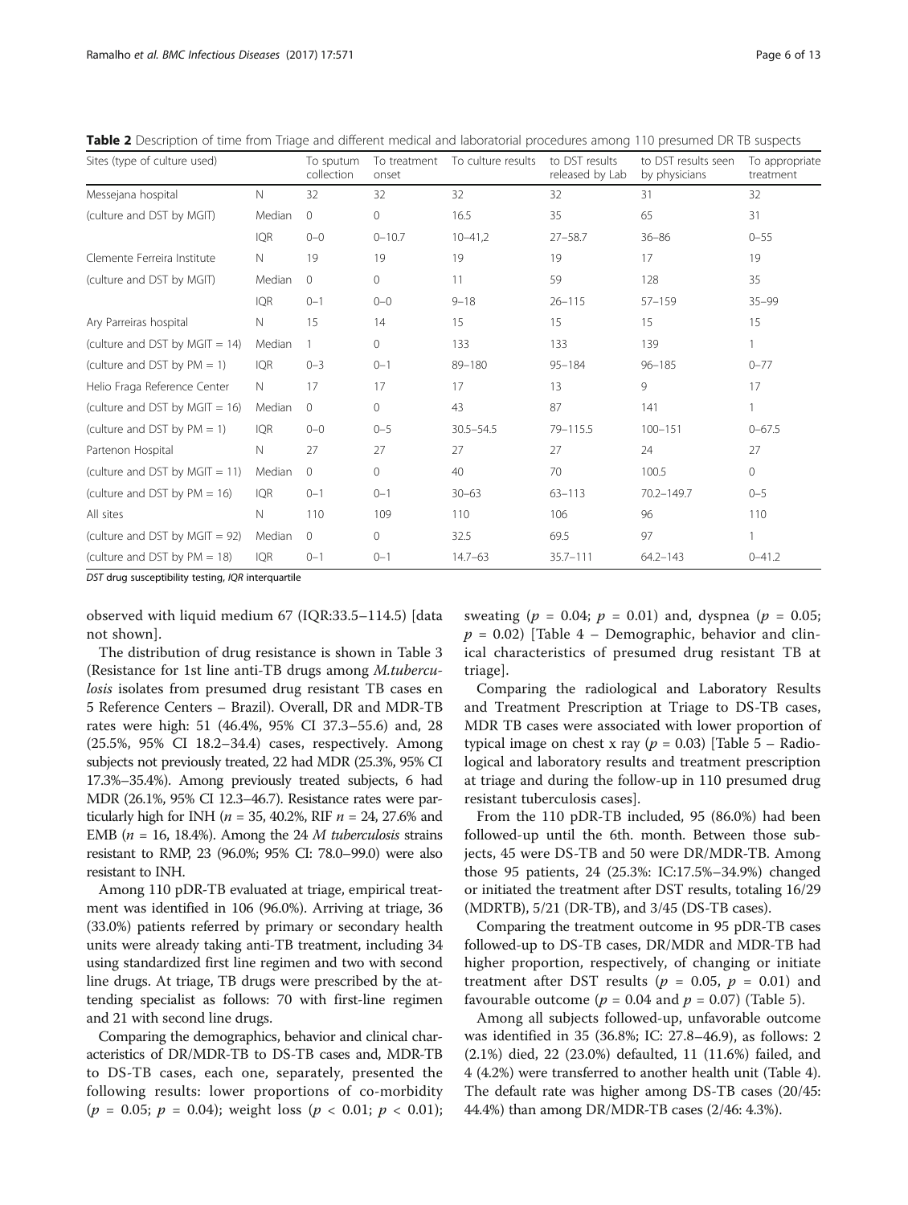**Table 2** Description of time from Triage and different medical and laboratorial procedures among 110 presumed DR TB suspects

| Sites (type of culture used) | | To sputum collection | To treatment onset | To culture results | to DST results released by Lab | to DST results seen by physicians | To appropriate treatment |
|---|---|---|---|---|---|---|---|
| Messejana hospital | N | 32 | 32 | 32 | 32 | 31 | 32 |
| (culture and DST by MGIT) | Median | 0 | 0 | 16.5 | 35 | 65 | 31 |
| | IQR | 0–0 | 0–10.7 | 10–41,2 | 27–58.7 | 36–86 | 0–55 |
| Clemente Ferreira Institute | N | 19 | 19 | 19 | 19 | 17 | 19 |
| (culture and DST by MGIT) | Median | 0 | 0 | 11 | 59 | 128 | 35 |
| | IQR | 0–1 | 0–0 | 9–18 | 26–115 | 57–159 | 35–99 |
| Ary Parreiras hospital | N | 15 | 14 | 15 | 15 | 15 | 15 |
| (culture and DST by MGIT = 14) | Median | 1 | 0 | 133 | 133 | 139 | 1 |
| (culture and DST by PM = 1) | IQR | 0–3 | 0–1 | 89–180 | 95–184 | 96–185 | 0–77 |
| Helio Fraga Reference Center | N | 17 | 17 | 17 | 13 | 9 | 17 |
| (culture and DST by MGIT = 16) | Median | 0 | 0 | 43 | 87 | 141 | 1 |
| (culture and DST by PM = 1) | IQR | 0–0 | 0–5 | 30.5–54.5 | 79–115.5 | 100–151 | 0–67.5 |
| Partenon Hospital | N | 27 | 27 | 27 | 27 | 24 | 27 |
| (culture and DST by MGIT = 11) | Median | 0 | 0 | 40 | 70 | 100.5 | 0 |
| (culture and DST by PM = 16) | IQR | 0–1 | 0–1 | 30–63 | 63–113 | 70.2–149.7 | 0–5 |
| All sites | N | 110 | 109 | 110 | 106 | 96 | 110 |
| (culture and DST by MGIT = 92) | Median | 0 | 0 | 32.5 | 69.5 | 97 | 1 |
| (culture and DST by PM = 18) | IQR | 0–1 | 0–1 | 14.7–63 | 35.7–111 | 64.2–143 | 0–41.2 |

*DST* drug susceptibility testing, *IQR* interquartile

observed with liquid medium 67 (IQR:33.5–114.5) [data not shown].

The distribution of drug resistance is shown in Table 3 (Resistance for 1st line anti-TB drugs among *M.tuberculosis* isolates from presumed drug resistant TB cases en 5 Reference Centers – Brazil). Overall, DR and MDR-TB rates were high: 51 (46.4%, 95% CI 37.3–55.6) and, 28 (25.5%, 95% CI 18.2–34.4) cases, respectively. Among subjects not previously treated, 22 had MDR (25.3%, 95% CI 17.3%–35.4%). Among previously treated subjects, 6 had MDR (26.1%, 95% CI 12.3–46.7). Resistance rates were particularly high for INH ($n = 35$, 40.2%, RIF $n = 24$, 27.6% and EMB ($n = 16$, 18.4%). Among the 24 *M tuberculosis* strains resistant to RMP, 23 (96.0%; 95% CI: 78.0–99.0) were also resistant to INH.

Among 110 pDR-TB evaluated at triage, empirical treatment was identified in 106 (96.0%). Arriving at triage, 36 (33.0%) patients referred by primary or secondary health units were already taking anti-TB treatment, including 34 using standardized first line regimen and two with second line drugs. At triage, TB drugs were prescribed by the attending specialist as follows: 70 with first-line regimen and 21 with second line drugs.

Comparing the demographics, behavior and clinical characteristics of DR/MDR-TB to DS-TB cases and, MDR-TB to DS-TB cases, each one, separately, presented the following results: lower proportions of co-morbidity ($p = 0.05$; $p = 0.04$); weight loss ($p < 0.01$; $p < 0.01$); sweating ($p = 0.04$; $p = 0.01$) and, dyspnea ($p = 0.05$; $p = 0.02$) [Table 4 – Demographic, behavior and clinical characteristics of presumed drug resistant TB at triage].

Comparing the radiological and Laboratory Results and Treatment Prescription at Triage to DS-TB cases, MDR TB cases were associated with lower proportion of typical image on chest x ray ($p = 0.03$) [Table 5 – Radiological and laboratory results and treatment prescription at triage and during the follow-up in 110 presumed drug resistant tuberculosis cases].

From the 110 pDR-TB included, 95 (86.0%) had been followed-up until the 6th. month. Between those subjects, 45 were DS-TB and 50 were DR/MDR-TB. Among those 95 patients, 24 (25.3%: IC:17.5%–34.9%) changed or initiated the treatment after DST results, totaling 16/29 (MDRTB), 5/21 (DR-TB), and 3/45 (DS-TB cases).

Comparing the treatment outcome in 95 pDR-TB cases followed-up to DS-TB cases, DR/MDR and MDR-TB had higher proportion, respectively, of changing or initiate treatment after DST results ($p = 0.05$, $p = 0.01$) and favourable outcome ($p = 0.04$ and $p = 0.07$) (Table 5).

Among all subjects followed-up, unfavorable outcome was identified in 35 (36.8%; IC: 27.8–46.9), as follows: 2 (2.1%) died, 22 (23.0%) defaulted, 11 (11.6%) failed, and 4 (4.2%) were transferred to another health unit (Table 4). The default rate was higher among DS-TB cases (20/45: 44.4%) than among DR/MDR-TB cases (2/46: 4.3%).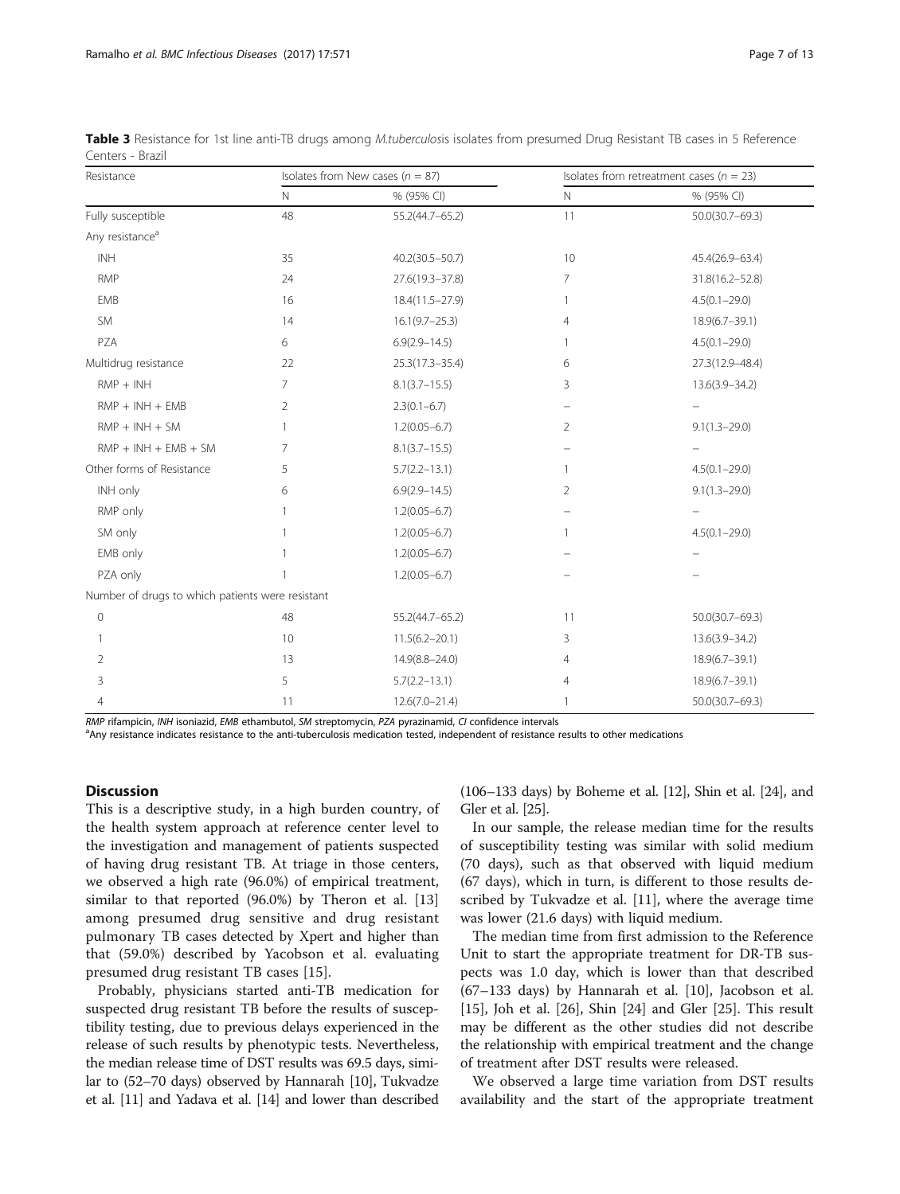**Table 3** Resistance for 1st line anti-TB drugs among *M.tuberculos*is isolates from presumed Drug Resistant TB cases in 5 Reference Centers - Brazil

| Resistance | Isolates from New cases ($n$ = 87) | | Isolates from retreatment cases ($n$ = 23) | |
|---|---|---|---|---|
| | N | % (95% CI) | N | % (95% CI) |
| Fully susceptible | 48 | 55.2(44.7–65.2) | 11 | 50.0(30.7–69.3) |
| Any resistance[a] | | | | |
| INH | 35 | 40.2(30.5–50.7) | 10 | 45.4(26.9–63.4) |
| RMP | 24 | 27.6(19.3–37.8) | 7 | 31.8(16.2–52.8) |
| EMB | 16 | 18.4(11.5–27.9) | 1 | 4.5(0.1–29.0) |
| SM | 14 | 16.1(9.7–25.3) | 4 | 18.9(6.7–39.1) |
| PZA | 6 | 6.9(2.9–14.5) | 1 | 4.5(0.1–29.0) |
| Multidrug resistance | 22 | 25.3(17.3–35.4) | 6 | 27.3(12.9–48.4) |
| RMP + INH | 7 | 8.1(3.7–15.5) | 3 | 13.6(3.9–34.2) |
| RMP + INH + EMB | 2 | 2.3(0.1–6.7) | – | – |
| RMP + INH + SM | 1 | 1.2(0.05–6.7) | 2 | 9.1(1.3–29.0) |
| RMP + INH + EMB + SM | 7 | 8.1(3.7–15.5) | – | – |
| Other forms of Resistance | 5 | 5.7(2.2–13.1) | 1 | 4.5(0.1–29.0) |
| INH only | 6 | 6.9(2.9–14.5) | 2 | 9.1(1.3–29.0) |
| RMP only | 1 | 1.2(0.05–6.7) | – | – |
| SM only | 1 | 1.2(0.05–6.7) | 1 | 4.5(0.1–29.0) |
| EMB only | 1 | 1.2(0.05–6.7) | – | – |
| PZA only | 1 | 1.2(0.05–6.7) | – | – |
| Number of drugs to which patients were resistant | | | | |
| 0 | 48 | 55.2(44.7–65.2) | 11 | 50.0(30.7–69.3) |
| 1 | 10 | 11.5(6.2–20.1) | 3 | 13.6(3.9–34.2) |
| 2 | 13 | 14.9(8.8–24.0) | 4 | 18.9(6.7–39.1) |
| 3 | 5 | 5.7(2.2–13.1) | 4 | 18.9(6.7–39.1) |
| 4 | 11 | 12.6(7.0–21.4) | 1 | 50.0(30.7–69.3) |

*RMP* rifampicin, *INH* isoniazid, *EMB* ethambutol, *SM* streptomycin, *PZA* pyrazinamid, *CI* confidence intervals
[a]Any resistance indicates resistance to the anti-tuberculosis medication tested, independent of resistance results to other medications

## Discussion

This is a descriptive study, in a high burden country, of the health system approach at reference center level to the investigation and management of patients suspected of having drug resistant TB. At triage in those centers, we observed a high rate (96.0%) of empirical treatment, similar to that reported (96.0%) by Theron et al. [13] among presumed drug sensitive and drug resistant pulmonary TB cases detected by Xpert and higher than that (59.0%) described by Yacobson et al. evaluating presumed drug resistant TB cases [15].

Probably, physicians started anti-TB medication for suspected drug resistant TB before the results of susceptibility testing, due to previous delays experienced in the release of such results by phenotypic tests. Nevertheless, the median release time of DST results was 69.5 days, similar to (52–70 days) observed by Hannarah [10], Tukvadze et al. [11] and Yadava et al. [14] and lower than described (106–133 days) by Boheme et al. [12], Shin et al. [24], and Gler et al. [25].

In our sample, the release median time for the results of susceptibility testing was similar with solid medium (70 days), such as that observed with liquid medium (67 days), which in turn, is different to those results described by Tukvadze et al. [11], where the average time was lower (21.6 days) with liquid medium.

The median time from first admission to the Reference Unit to start the appropriate treatment for DR-TB suspects was 1.0 day, which is lower than that described (67–133 days) by Hannarah et al. [10], Jacobson et al. [15], Joh et al. [26], Shin [24] and Gler [25]. This result may be different as the other studies did not describe the relationship with empirical treatment and the change of treatment after DST results were released.

We observed a large time variation from DST results availability and the start of the appropriate treatment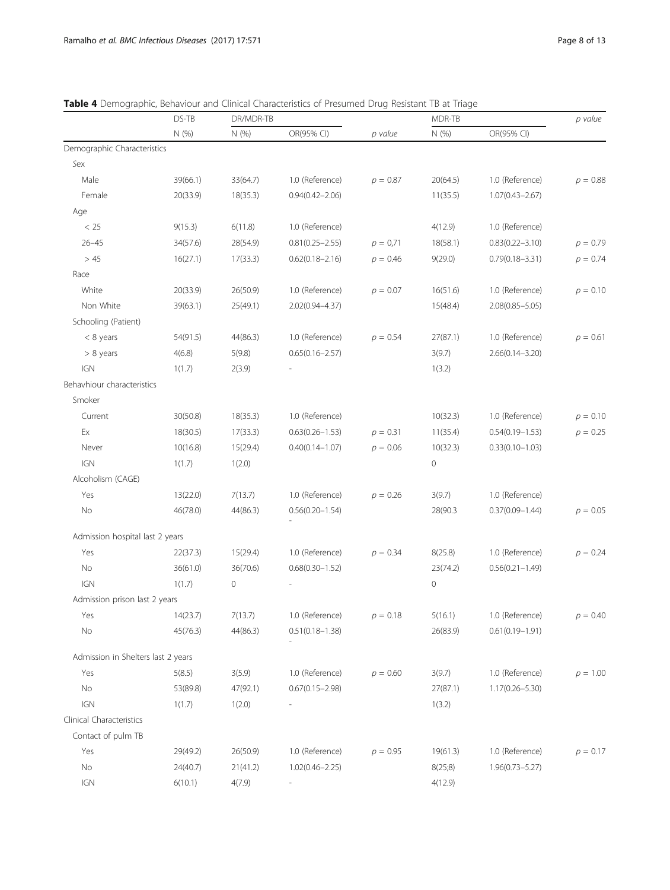**Table 4** Demographic, Behaviour and Clinical Characteristics of Presumed Drug Resistant TB at Triage

| | DS-TB | DR/MDR-TB | | | MDR-TB | | *p value* |
|---|---|---|---|---|---|---|---|
| | N (%) | N (%) | OR(95% CI) | *p value* | N (%) | OR(95% CI) | |
| Demographic Characteristics | | | | | | | |
| Sex | | | | | | | |
| Male | 39(66.1) | 33(64.7) | 1.0 (Reference) | $p = 0.87$ | 20(64.5) | 1.0 (Reference) | $p = 0.88$ |
| Female | 20(33.9) | 18(35.3) | 0.94(0.42–2.06) | | 11(35.5) | 1.07(0.43–2.67) | |
| Age | | | | | | | |
| < 25 | 9(15.3) | 6(11.8) | 1.0 (Reference) | | 4(12.9) | 1.0 (Reference) | |
| 26–45 | 34(57.6) | 28(54.9) | 0.81(0.25–2.55) | $p = 0,71$ | 18(58.1) | 0.83(0.22–3.10) | $p = 0.79$ |
| > 45 | 16(27.1) | 17(33.3) | 0.62(0.18–2.16) | $p = 0.46$ | 9(29.0) | 0.79(0.18–3.31) | $p = 0.74$ |
| Race | | | | | | | |
| White | 20(33.9) | 26(50.9) | 1.0 (Reference) | $p = 0.07$ | 16(51.6) | 1.0 (Reference) | $p = 0.10$ |
| Non White | 39(63.1) | 25(49.1) | 2.02(0.94–4.37) | | 15(48.4) | 2.08(0.85–5.05) | |
| Schooling (Patient) | | | | | | | |
| < 8 years | 54(91.5) | 44(86.3) | 1.0 (Reference) | $p = 0.54$ | 27(87.1) | 1.0 (Reference) | $p = 0.61$ |
| > 8 years | 4(6.8) | 5(9.8) | 0.65(0.16–2.57) | | 3(9.7) | 2.66(0.14–3.20) | |
| IGN | 1(1.7) | 2(3.9) | - | | 1(3.2) | | |
| Behavhiour characteristics | | | | | | | |
| Smoker | | | | | | | |
| Current | 30(50.8) | 18(35.3) | 1.0 (Reference) | | 10(32.3) | 1.0 (Reference) | $p = 0.10$ |
| Ex | 18(30.5) | 17(33.3) | 0.63(0.26–1.53) | $p = 0.31$ | 11(35.4) | 0.54(0.19–1.53) | $p = 0.25$ |
| Never | 10(16.8) | 15(29.4) | 0.40(0.14–1.07) | $p = 0.06$ | 10(32.3) | 0.33(0.10–1.03) | |
| IGN | 1(1.7) | 1(2.0) | | | 0 | | |
| Alcoholism (CAGE) | | | | | | | |
| Yes | 13(22.0) | 7(13.7) | 1.0 (Reference) | $p = 0.26$ | 3(9.7) | 1.0 (Reference) | |
| No | 46(78.0) | 44(86.3) | 0.56(0.20–1.54) - | | 28(90.3 | 0.37(0.09–1.44) | $p = 0.05$ |
| Admission hospital last 2 years | | | | | | | |
| Yes | 22(37.3) | 15(29.4) | 1.0 (Reference) | $p = 0.34$ | 8(25.8) | 1.0 (Reference) | $p = 0.24$ |
| No | 36(61.0) | 36(70.6) | 0.68(0.30–1.52) | | 23(74.2) | 0.56(0.21–1.49) | |
| IGN | 1(1.7) | 0 | - | | 0 | | |
| Admission prison last 2 years | | | | | | | |
| Yes | 14(23.7) | 7(13.7) | 1.0 (Reference) | $p = 0.18$ | 5(16.1) | 1.0 (Reference) | $p = 0.40$ |
| No | 45(76.3) | 44(86.3) | 0.51(0.18–1.38) - | | 26(83.9) | 0.61(0.19–1.91) | |
| Admission in Shelters last 2 years | | | | | | | |
| Yes | 5(8.5) | 3(5.9) | 1.0 (Reference) | $p = 0.60$ | 3(9.7) | 1.0 (Reference) | $p = 1.00$ |
| No | 53(89.8) | 47(92.1) | 0.67(0.15–2.98) | | 27(87.1) | 1.17(0.26–5.30) | |
| IGN | 1(1.7) | 1(2.0) | - | | 1(3.2) | | |
| Clinical Characteristics | | | | | | | |
| Contact of pulm TB | | | | | | | |
| Yes | 29(49.2) | 26(50.9) | 1.0 (Reference) | $p = 0.95$ | 19(61.3) | 1.0 (Reference) | $p = 0.17$ |
| No | 24(40.7) | 21(41.2) | 1.02(0.46–2.25) | | 8(25;8) | 1.96(0.73–5.27) | |
| IGN | 6(10.1) | 4(7.9) | - | | 4(12.9) | | |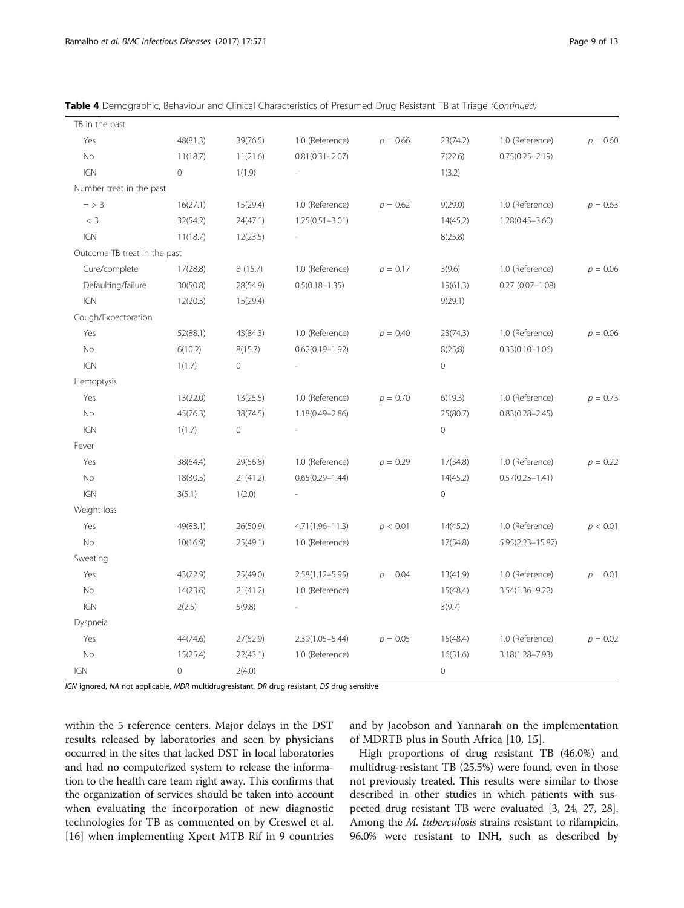**Table 4** Demographic, Behaviour and Clinical Characteristics of Presumed Drug Resistant TB at Triage *(Continued)*

| | | | | | | | |
|---|---|---|---|---|---|---|---|
| TB in the past | | | | | | | |
| Yes | 48(81.3) | 39(76.5) | 1.0 (Reference) | $p = 0.66$ | 23(74.2) | 1.0 (Reference) | $p = 0.60$ |
| No | 11(18.7) | 11(21.6) | 0.81(0.31–2.07) | | 7(22.6) | 0.75(0.25–2.19) | |
| IGN | 0 | 1(1.9) | - | | 1(3.2) | | |
| Number treat in the past | | | | | | | |
| = > 3 | 16(27.1) | 15(29.4) | 1.0 (Reference) | $p = 0.62$ | 9(29.0) | 1.0 (Reference) | $p = 0.63$ |
| < 3 | 32(54.2) | 24(47.1) | 1.25(0.51–3.01) | | 14(45.2) | 1.28(0.45–3.60) | |
| IGN | 11(18.7) | 12(23.5) | - | | 8(25.8) | | |
| Outcome TB treat in the past | | | | | | | |
| Cure/complete | 17(28.8) | 8 (15.7) | 1.0 (Reference) | $p = 0.17$ | 3(9.6) | 1.0 (Reference) | $p = 0.06$ |
| Defaulting/failure | 30(50.8) | 28(54.9) | 0.5(0.18–1.35) | | 19(61.3) | 0.27 (0.07–1.08) | |
| IGN | 12(20.3) | 15(29.4) | | | 9(29.1) | | |
| Cough/Expectoration | | | | | | | |
| Yes | 52(88.1) | 43(84.3) | 1.0 (Reference) | $p = 0.40$ | 23(74.3) | 1.0 (Reference) | $p = 0.06$ |
| No | 6(10.2) | 8(15.7) | 0.62(0.19–1.92) | | 8(25;8) | 0.33(0.10–1.06) | |
| IGN | 1(1.7) | 0 | - | | 0 | | |
| Hemoptysis | | | | | | | |
| Yes | 13(22.0) | 13(25.5) | 1.0 (Reference) | $p = 0.70$ | 6(19.3) | 1.0 (Reference) | $p = 0.73$ |
| No | 45(76.3) | 38(74.5) | 1.18(0.49–2.86) | | 25(80.7) | 0.83(0.28–2.45) | |
| IGN | 1(1.7) | 0 | - | | 0 | | |
| Fever | | | | | | | |
| Yes | 38(64.4) | 29(56.8) | 1.0 (Reference) | $p = 0.29$ | 17(54.8) | 1.0 (Reference) | $p = 0.22$ |
| No | 18(30.5) | 21(41.2) | 0.65(0.29–1.44) | | 14(45.2) | 0.57(0.23–1.41) | |
| IGN | 3(5.1) | 1(2.0) | - | | 0 | | |
| Weight loss | | | | | | | |
| Yes | 49(83.1) | 26(50.9) | 4.71(1.96–11.3) | $p < 0.01$ | 14(45.2) | 1.0 (Reference) | $p < 0.01$ |
| No | 10(16.9) | 25(49.1) | 1.0 (Reference) | | 17(54.8) | 5.95(2.23–15.87) | |
| Sweating | | | | | | | |
| Yes | 43(72.9) | 25(49.0) | 2.58(1.12–5.95) | $p = 0.04$ | 13(41.9) | 1.0 (Reference) | $p = 0.01$ |
| No | 14(23.6) | 21(41.2) | 1.0 (Reference) | | 15(48.4) | 3.54(1.36–9.22) | |
| IGN | 2(2.5) | 5(9.8) | - | | 3(9.7) | | |
| Dyspneia | | | | | | | |
| Yes | 44(74.6) | 27(52.9) | 2.39(1.05–5.44) | $p = 0.05$ | 15(48.4) | 1.0 (Reference) | $p = 0.02$ |
| No | 15(25.4) | 22(43.1) | 1.0 (Reference) | | 16(51.6) | 3.18(1.28–7.93) | |
| IGN | 0 | 2(4.0) | | | 0 | | |

*IGN* ignored, *NA* not applicable, *MDR* multidrugresistant, *DR* drug resistant, *DS* drug sensitive

within the 5 reference centers. Major delays in the DST results released by laboratories and seen by physicians occurred in the sites that lacked DST in local laboratories and had no computerized system to release the information to the health care team right away. This confirms that the organization of services should be taken into account when evaluating the incorporation of new diagnostic technologies for TB as commented on by Creswel et al. [16] when implementing Xpert MTB Rif in 9 countries and by Jacobson and Yannarah on the implementation of MDRTB plus in South Africa [10, 15].

High proportions of drug resistant TB (46.0%) and multidrug-resistant TB (25.5%) were found, even in those not previously treated. This results were similar to those described in other studies in which patients with suspected drug resistant TB were evaluated [3, 24, 27, 28]. Among the *M. tuberculosis* strains resistant to rifampicin, 96.0% were resistant to INH, such as described by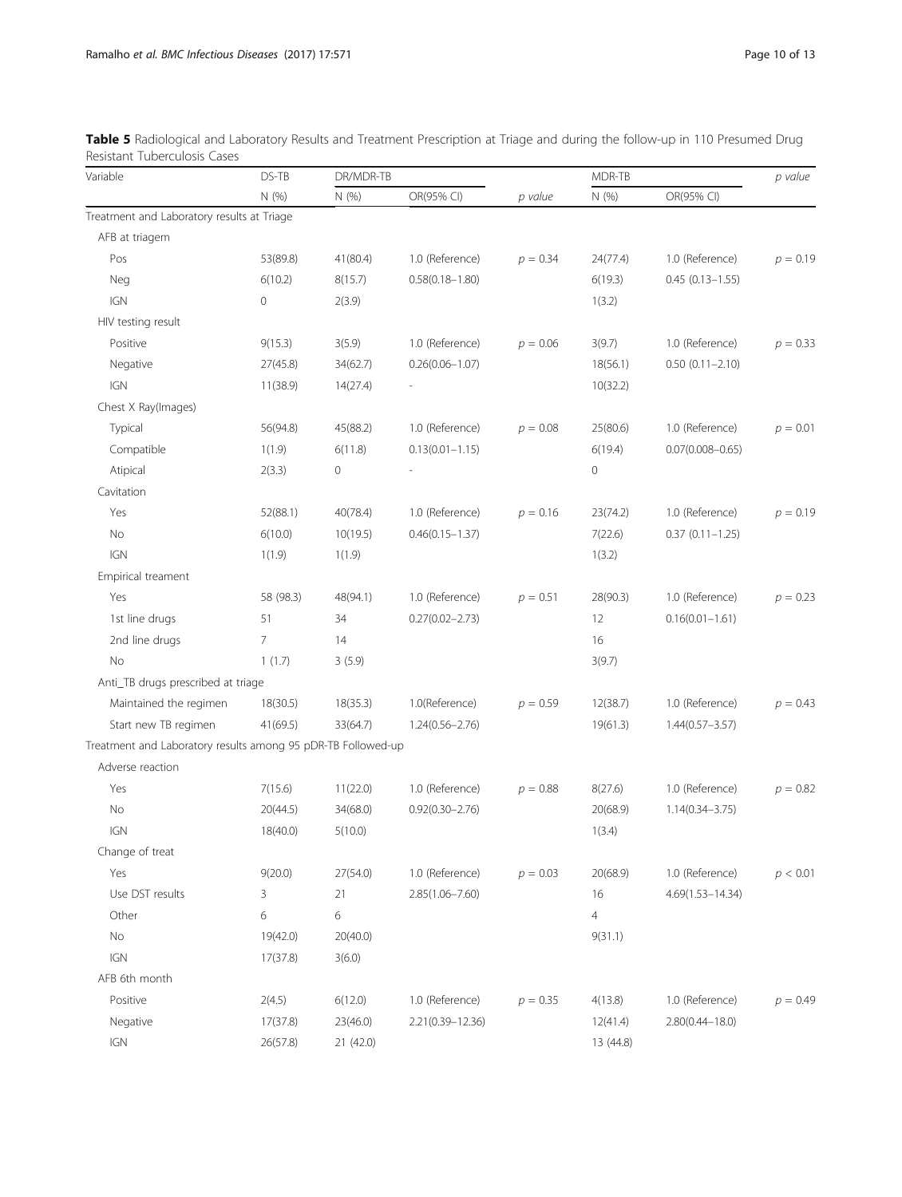**Table 5** Radiological and Laboratory Results and Treatment Prescription at Triage and during the follow-up in 110 Presumed Drug Resistant Tuberculosis Cases

| Variable | DS-TB | DR/MDR-TB | | | MDR-TB | | p value |
|---|---|---|---|---|---|---|---|
| | N (%) | N (%) | OR(95% CI) | p value | N (%) | OR(95% CI) | |
| Treatment and Laboratory results at Triage | | | | | | | |
| AFB at triagem | | | | | | | |
| Pos | 53(89.8) | 41(80.4) | 1.0 (Reference) | $p = 0.34$ | 24(77.4) | 1.0 (Reference) | $p = 0.19$ |
| Neg | 6(10.2) | 8(15.7) | 0.58(0.18–1.80) | | 6(19.3) | 0.45 (0.13–1.55) | |
| IGN | 0 | 2(3.9) | | | 1(3.2) | | |
| HIV testing result | | | | | | | |
| Positive | 9(15.3) | 3(5.9) | 1.0 (Reference) | $p = 0.06$ | 3(9.7) | 1.0 (Reference) | $p = 0.33$ |
| Negative | 27(45.8) | 34(62.7) | 0.26(0.06–1.07) | | 18(56.1) | 0.50 (0.11–2.10) | |
| IGN | 11(38.9) | 14(27.4) | - | | 10(32.2) | | |
| Chest X Ray(Images) | | | | | | | |
| Typical | 56(94.8) | 45(88.2) | 1.0 (Reference) | $p = 0.08$ | 25(80.6) | 1.0 (Reference) | $p = 0.01$ |
| Compatible | 1(1.9) | 6(11.8) | 0.13(0.01–1.15) | | 6(19.4) | 0.07(0.008–0.65) | |
| Atipical | 2(3.3) | 0 | - | | 0 | | |
| Cavitation | | | | | | | |
| Yes | 52(88.1) | 40(78.4) | 1.0 (Reference) | $p = 0.16$ | 23(74.2) | 1.0 (Reference) | $p = 0.19$ |
| No | 6(10.0) | 10(19.5) | 0.46(0.15–1.37) | | 7(22.6) | 0.37 (0.11–1.25) | |
| IGN | 1(1.9) | 1(1.9) | | | 1(3.2) | | |
| Empirical treament | | | | | | | |
| Yes | 58 (98.3) | 48(94.1) | 1.0 (Reference) | $p = 0.51$ | 28(90.3) | 1.0 (Reference) | $p = 0.23$ |
| 1st line drugs | 51 | 34 | 0.27(0.02–2.73) | | 12 | 0.16(0.01–1.61) | |
| 2nd line drugs | 7 | 14 | | | 16 | | |
| No | 1 (1.7) | 3 (5.9) | | | 3(9.7) | | |
| Anti_TB drugs prescribed at triage | | | | | | | |
| Maintained the regimen | 18(30.5) | 18(35.3) | 1.0(Reference) | $p = 0.59$ | 12(38.7) | 1.0 (Reference) | $p = 0.43$ |
| Start new TB regimen | 41(69.5) | 33(64.7) | 1.24(0.56–2.76) | | 19(61.3) | 1.44(0.57–3.57) | |
| Treatment and Laboratory results among 95 pDR-TB Followed-up | | | | | | | |
| Adverse reaction | | | | | | | |
| Yes | 7(15.6) | 11(22.0) | 1.0 (Reference) | $p = 0.88$ | 8(27.6) | 1.0 (Reference) | $p = 0.82$ |
| No | 20(44.5) | 34(68.0) | 0.92(0.30–2.76) | | 20(68.9) | 1.14(0.34–3.75) | |
| IGN | 18(40.0) | 5(10.0) | | | 1(3.4) | | |
| Change of treat | | | | | | | |
| Yes | 9(20.0) | 27(54.0) | 1.0 (Reference) | $p = 0.03$ | 20(68.9) | 1.0 (Reference) | $p < 0.01$ |
| Use DST results | 3 | 21 | 2.85(1.06–7.60) | | 16 | 4.69(1.53–14.34) | |
| Other | 6 | 6 | | | 4 | | |
| No | 19(42.0) | 20(40.0) | | | 9(31.1) | | |
| IGN | 17(37.8) | 3(6.0) | | | | | |
| AFB 6th month | | | | | | | |
| Positive | 2(4.5) | 6(12.0) | 1.0 (Reference) | $p = 0.35$ | 4(13.8) | 1.0 (Reference) | $p = 0.49$ |
| Negative | 17(37.8) | 23(46.0) | 2.21(0.39–12.36) | | 12(41.4) | 2.80(0.44–18.0) | |
| IGN | 26(57.8) | 21 (42.0) | | | 13 (44.8) | | |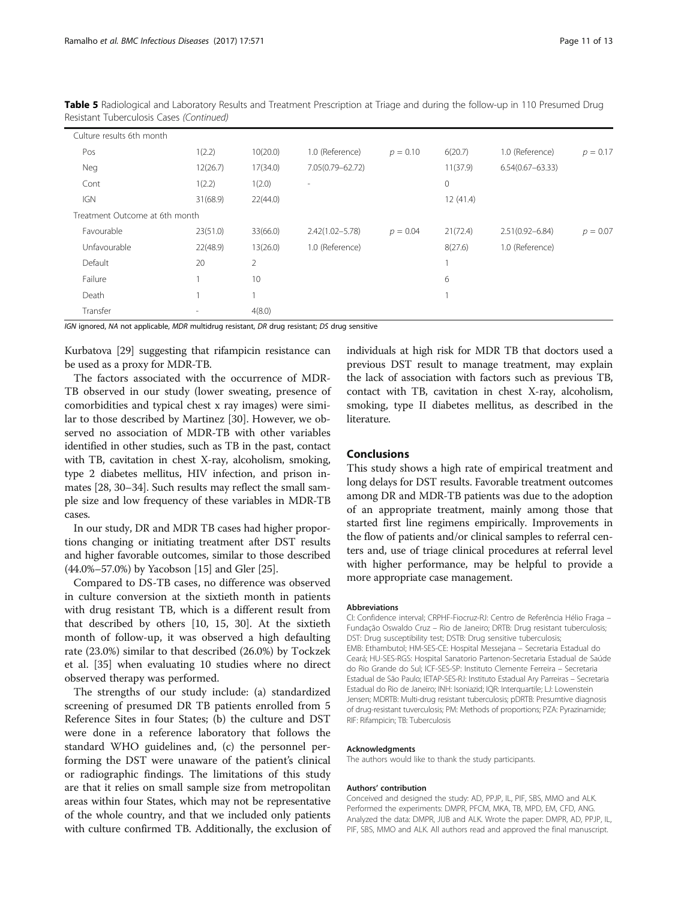**Table 5** Radiological and Laboratory Results and Treatment Prescription at Triage and during the follow-up in 110 Presumed Drug Resistant Tuberculosis Cases *(Continued)*

| | | | | | | | |
|---|---|---|---|---|---|---|---|
| Culture results 6th month | | | | | | | |
| Pos | 1(2.2) | 10(20.0) | 1.0 (Reference) | $p = 0.10$ | 6(20.7) | 1.0 (Reference) | $p = 0.17$ |
| Neg | 12(26.7) | 17(34.0) | 7.05(0.79–62.72) | | 11(37.9) | 6.54(0.67–63.33) | |
| Cont | 1(2.2) | 1(2.0) | - | | 0 | | |
| IGN | 31(68.9) | 22(44.0) | | | 12 (41.4) | | |
| Treatment Outcome at 6th month | | | | | | | |
| Favourable | 23(51.0) | 33(66.0) | 2.42(1.02–5.78) | $p = 0.04$ | 21(72.4) | 2.51(0.92–6.84) | $p = 0.07$ |
| Unfavourable | 22(48.9) | 13(26.0) | 1.0 (Reference) | | 8(27.6) | 1.0 (Reference) | |
| Default | 20 | 2 | | | 1 | | |
| Failure | 1 | 10 | | | 6 | | |
| Death | 1 | 1 | | | 1 | | |
| Transfer | - | 4(8.0) | | | | | |

*IGN* ignored, *NA* not applicable, *MDR* multidrug resistant, *DR* drug resistant; *DS* drug sensitive

Kurbatova [29] suggesting that rifampicin resistance can be used as a proxy for MDR-TB.

The factors associated with the occurrence of MDR-TB observed in our study (lower sweating, presence of comorbidities and typical chest x ray images) were similar to those described by Martinez [30]. However, we observed no association of MDR-TB with other variables identified in other studies, such as TB in the past, contact with TB, cavitation in chest X-ray, alcoholism, smoking, type 2 diabetes mellitus, HIV infection, and prison inmates [28, 30–34]. Such results may reflect the small sample size and low frequency of these variables in MDR-TB cases.

In our study, DR and MDR TB cases had higher proportions changing or initiating treatment after DST results and higher favorable outcomes, similar to those described (44.0%–57.0%) by Yacobson [15] and Gler [25].

Compared to DS-TB cases, no difference was observed in culture conversion at the sixtieth month in patients with drug resistant TB, which is a different result from that described by others [10, 15, 30]. At the sixtieth month of follow-up, it was observed a high defaulting rate (23.0%) similar to that described (26.0%) by Tockzek et al. [35] when evaluating 10 studies where no direct observed therapy was performed.

The strengths of our study include: (a) standardized screening of presumed DR TB patients enrolled from 5 Reference Sites in four States; (b) the culture and DST were done in a reference laboratory that follows the standard WHO guidelines and, (c) the personnel performing the DST were unaware of the patient's clinical or radiographic findings. The limitations of this study are that it relies on small sample size from metropolitan areas within four States, which may not be representative of the whole country, and that we included only patients with culture confirmed TB. Additionally, the exclusion of individuals at high risk for MDR TB that doctors used a previous DST result to manage treatment, may explain the lack of association with factors such as previous TB, contact with TB, cavitation in chest X-ray, alcoholism, smoking, type II diabetes mellitus, as described in the literature.

## Conclusions

This study shows a high rate of empirical treatment and long delays for DST results. Favorable treatment outcomes among DR and MDR-TB patients was due to the adoption of an appropriate treatment, mainly among those that started first line regimens empirically. Improvements in the flow of patients and/or clinical samples to referral centers and, use of triage clinical procedures at referral level with higher performance, may be helpful to provide a more appropriate case management.

#### Abbreviations

CI: Confidence interval; CRPHF-Fiocruz-RJ: Centro de Referência Hélio Fraga – Fundação Oswaldo Cruz – Rio de Janeiro; DRTB: Drug resistant tuberculosis; DST: Drug susceptibility test; DSTB: Drug sensitive tuberculosis; EMB: Ethambutol; HM-SES-CE: Hospital Messejana – Secretaria Estadual do Ceará; HU-SES-RGS: Hospital Sanatorio Partenon-Secretaria Estadual de Saúde do Rio Grande do Sul; ICF-SES-SP: Instituto Clemente Ferreira – Secretaria Estadual de São Paulo; IETAP-SES-RJ: Instituto Estadual Ary Parreiras – Secretaria Estadual do Rio de Janeiro; INH: Isoniazid; IQR: Interquartile; LJ: Lowenstein Jensen; MDRTB: Multi-drug resistant tuberculosis; pDRTB: Presumtive diagnosis of drug-resistant tuverculosis; PM: Methods of proportions; PZA: Pyrazinamide; RIF: Rifampicin; TB: Tuberculosis

#### Acknowledgments

The authors would like to thank the study participants.

#### Authors' contribution

Conceived and designed the study: AD, PPJP, IL, PIF, SBS, MMO and ALK. Performed the experiments: DMPR, PFCM, MKA, TB, MPD, EM, CFD, ANG. Analyzed the data: DMPR, JUB and ALK. Wrote the paper: DMPR, AD, PPJP, IL, PIF, SBS, MMO and ALK. All authors read and approved the final manuscript.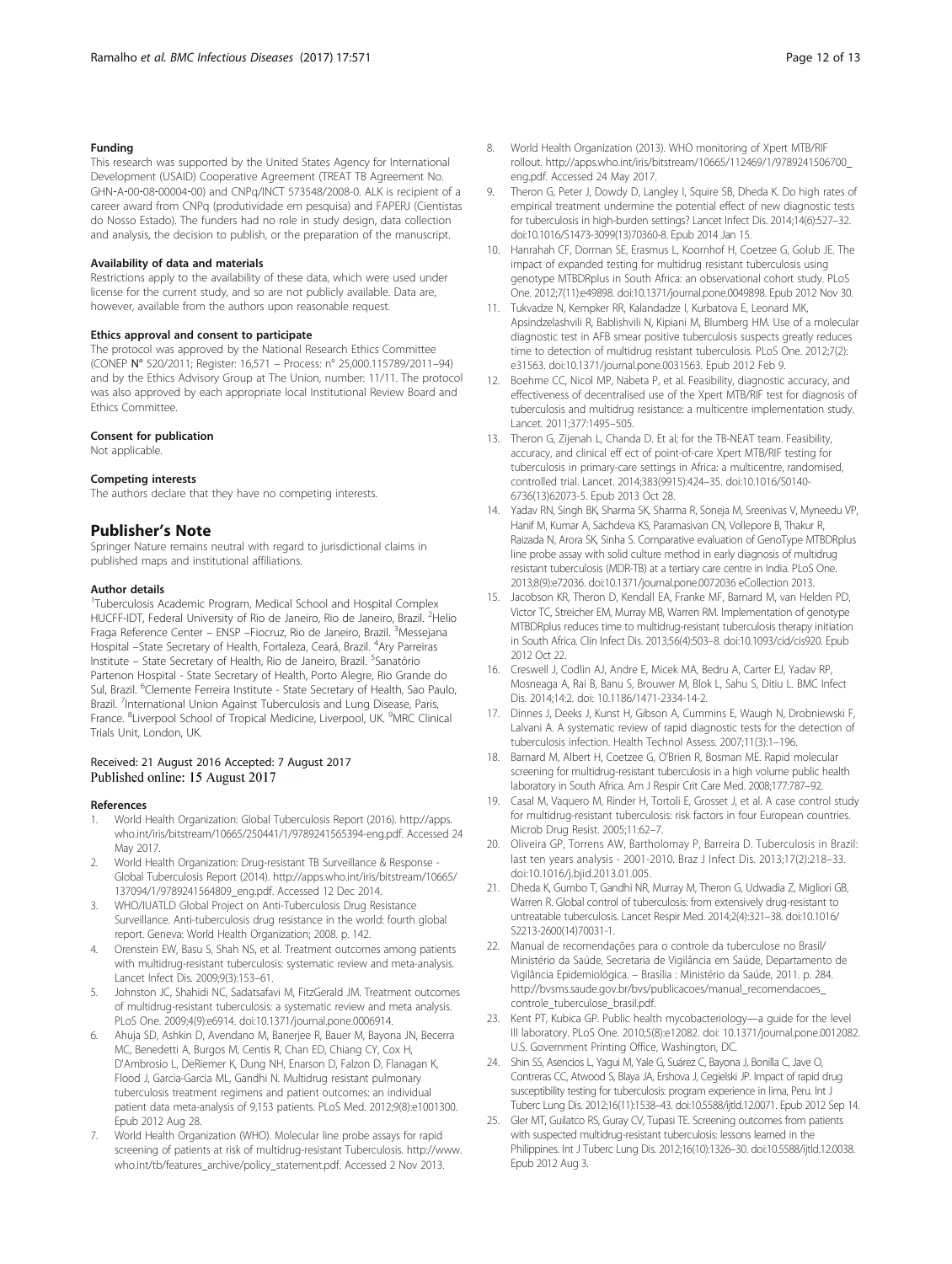#### Funding

This research was supported by the United States Agency for International Development (USAID) Cooperative Agreement (TREAT TB Agreement No. GHN‐A‐00‐08‐00004‐00) and CNPq/INCT 573548/2008-0. ALK is recipient of a career award from CNPq (produtividade em pesquisa) and FAPERJ (Cientistas do Nosso Estado). The funders had no role in study design, data collection and analysis, the decision to publish, or the preparation of the manuscript.

#### Availability of data and materials

Restrictions apply to the availability of these data, which were used under license for the current study, and so are not publicly available. Data are, however, available from the authors upon reasonable request.

#### Ethics approval and consent to participate

The protocol was approved by the National Research Ethics Committee (CONEP N° 520/2011; Register: 16,571 – Process: n° 25,000.115789/2011–94) and by the Ethics Advisory Group at The Union, number: 11/11. The protocol was also approved by each appropriate local Institutional Review Board and Ethics Committee.

#### Consent for publication

Not applicable.

#### Competing interests

The authors declare that they have no competing interests.

## Publisher's Note

Springer Nature remains neutral with regard to jurisdictional claims in published maps and institutional affiliations.

#### Author details

[1]Tuberculosis Academic Program, Medical School and Hospital Complex HUCFF-IDT, Federal University of Rio de Janeiro, Rio de Janeiro, Brazil. [2]Helio Fraga Reference Center – ENSP –Fiocruz, Rio de Janeiro, Brazil. [3]Messejana Hospital –State Secretary of Health, Fortaleza, Ceará, Brazil. [4]Ary Parreiras Institute – State Secretary of Health, Rio de Janeiro, Brazil. [5]Sanatório Partenon Hospital - State Secretary of Health, Porto Alegre, Rio Grande do Sul, Brazil. [6]Clemente Ferreira Institute - State Secretary of Health, Sao Paulo, Brazil. [7]International Union Against Tuberculosis and Lung Disease, Paris, France. [8]Liverpool School of Tropical Medicine, Liverpool, UK. [9]MRC Clinical Trials Unit, London, UK.

Received: 21 August 2016 Accepted: 7 August 2017
Published online: 15 August 2017

#### References

1. World Health Organization: Global Tuberculosis Report (2016). http://apps.who.int/iris/bitstream/10665/250441/1/9789241565394-eng.pdf. Accessed 24 May 2017.
2. World Health Organization: Drug-resistant TB Surveillance & Response - Global Tuberculosis Report (2014). http://apps.who.int/iris/bitstream/10665/137094/1/9789241564809_eng.pdf. Accessed 12 Dec 2014.
3. WHO/IUATLD Global Project on Anti-Tuberculosis Drug Resistance Surveillance. Anti-tuberculosis drug resistance in the world: fourth global report. Geneva: World Health Organization; 2008. p. 142.
4. Orenstein EW, Basu S, Shah NS, et al. Treatment outcomes among patients with multidrug-resistant tuberculosis: systematic review and meta-analysis. Lancet Infect Dis. 2009;9(3):153–61.
5. Johnston JC, Shahidi NC, Sadatsafavi M, FitzGerald JM. Treatment outcomes of multidrug-resistant tuberculosis: a systematic review and meta analysis. PLoS One. 2009;4(9):e6914. doi:10.1371/journal.pone.0006914.
6. Ahuja SD, Ashkin D, Avendano M, Banerjee R, Bauer M, Bayona JN, Becerra MC, Benedetti A, Burgos M, Centis R, Chan ED, Chiang CY, Cox H, D'Ambrosio L, DeRiemer K, Dung NH, Enarson D, Falzon D, Flanagan K, Flood J, Garcia-Garcia ML, Gandhi N. Multidrug resistant pulmonary tuberculosis treatment regimens and patient outcomes: an individual patient data meta-analysis of 9,153 patients. PLoS Med. 2012;9(8):e1001300. Epub 2012 Aug 28.
7. World Health Organization (WHO). Molecular line probe assays for rapid screening of patients at risk of multidrug-resistant Tuberculosis. http://www.who.int/tb/features_archive/policy_statement.pdf. Accessed 2 Nov 2013.
8. World Health Organization (2013). WHO monitoring of Xpert MTB/RIF rollout. http://apps.who.int/iris/bitstream/10665/112469/1/9789241506700_eng.pdf. Accessed 24 May 2017.
9. Theron G, Peter J, Dowdy D, Langley I, Squire SB, Dheda K. Do high rates of empirical treatment undermine the potential effect of new diagnostic tests for tuberculosis in high-burden settings? Lancet Infect Dis. 2014;14(6):527–32. doi:10.1016/S1473-3099(13)70360-8. Epub 2014 Jan 15.
10. Hanrahah CF, Dorman SE, Erasmus L, Koornhof H, Coetzee G, Golub JE. The impact of expanded testing for multidrug resistant tuberculosis using genotype MTBDRplus in South Africa: an observational cohort study. PLoS One. 2012;7(11):e49898. doi:10.1371/journal.pone.0049898. Epub 2012 Nov 30.
11. Tukvadze N, Kempker RR, Kalandadze I, Kurbatova E, Leonard MK, Apsindzelashvili R, Bablishvili N, Kipiani M, Blumberg HM. Use of a molecular diagnostic test in AFB smear positive tuberculosis suspects greatly reduces time to detection of multidrug resistant tuberculosis. PLoS One. 2012;7(2):e31563. doi:10.1371/journal.pone.0031563. Epub 2012 Feb 9.
12. Boehme CC, Nicol MP, Nabeta P, et al. Feasibility, diagnostic accuracy, and effectiveness of decentralised use of the Xpert MTB/RIF test for diagnosis of tuberculosis and multidrug resistance: a multicentre implementation study. Lancet. 2011;377:1495–505.
13. Theron G, Zijenah L, Chanda D. Et al; for the TB-NEAT team. Feasibility, accuracy, and clinical eff ect of point-of-care Xpert MTB/RIF testing for tuberculosis in primary-care settings in Africa: a multicentre, randomised, controlled trial. Lancet. 2014;383(9915):424–35. doi:10.1016/S0140-6736(13)62073-5. Epub 2013 Oct 28.
14. Yadav RN, Singh BK, Sharma SK, Sharma R, Soneja M, Sreenivas V, Myneedu VP, Hanif M, Kumar A, Sachdeva KS, Paramasivan CN, Vollepore B, Thakur R, Raizada N, Arora SK, Sinha S. Comparative evaluation of GenoType MTBDRplus line probe assay with solid culture method in early diagnosis of multidrug resistant tuberculosis (MDR-TB) at a tertiary care centre in India. PLoS One. 2013;8(9):e72036. doi:10.1371/journal.pone.0072036 eCollection 2013.
15. Jacobson KR, Theron D, Kendall EA, Franke MF, Barnard M, van Helden PD, Victor TC, Streicher EM, Murray MB, Warren RM. Implementation of genotype MTBDRplus reduces time to multidrug-resistant tuberculosis therapy initiation in South Africa. Clin Infect Dis. 2013;56(4):503–8. doi:10.1093/cid/cis920. Epub 2012 Oct 22.
16. Creswell J, Codlin AJ, Andre E, Micek MA, Bedru A, Carter EJ, Yadav RP, Mosneaga A, Rai B, Banu S, Brouwer M, Blok L, Sahu S, Ditiu L. BMC Infect Dis. 2014;14:2. doi: 10.1186/1471-2334-14-2.
17. Dinnes J, Deeks J, Kunst H, Gibson A, Cummins E, Waugh N, Drobniewski F, Lalvani A. A systematic review of rapid diagnostic tests for the detection of tuberculosis infection. Health Technol Assess. 2007;11(3):1–196.
18. Barnard M, Albert H, Coetzee G, O'Brien R, Bosman ME. Rapid molecular screening for multidrug-resistant tuberculosis in a high volume public health laboratory in South Africa. Am J Respir Crit Care Med. 2008;177:787–92.
19. Casal M, Vaquero M, Rinder H, Tortoli E, Grosset J, et al. A case control study for multidrug-resistant tuberculosis: risk factors in four European countries. Microb Drug Resist. 2005;11:62–7.
20. Oliveira GP, Torrens AW, Bartholomay P, Barreira D. Tuberculosis in Brazil: last ten years analysis - 2001-2010. Braz J Infect Dis. 2013;17(2):218–33. doi:10.1016/j.bjid.2013.01.005.
21. Dheda K, Gumbo T, Gandhi NR, Murray M, Theron G, Udwadia Z, Migliori GB, Warren R. Global control of tuberculosis: from extensively drug-resistant to untreatable tuberculosis. Lancet Respir Med. 2014;2(4):321–38. doi:10.1016/S2213-2600(14)70031-1.
22. Manual de recomendações para o controle da tuberculose no Brasil/ Ministério da Saúde, Secretaria de Vigilância em Saúde, Departamento de Vigilância Epidemiológica. – Brasília : Ministério da Saúde, 2011. p. 284. http://bvsms.saude.gov.br/bvs/publicacoes/manual_recomendacoes_controle_tuberculose_brasil.pdf.
23. Kent PT, Kubica GP. Public health mycobacteriology—a guide for the level III laboratory. PLoS One. 2010;5(8):e12082. doi: 10.1371/journal.pone.0012082. U.S. Government Printing Office, Washington, DC.
24. Shin SS, Asencios L, Yagui M, Yale G, Suárez C, Bayona J, Bonilla C, Jave O, Contreras CC, Atwood S, Blaya JA, Ershova J, Cegielski JP. Impact of rapid drug susceptibility testing for tuberculosis: program experience in lima, Peru. Int J Tuberc Lung Dis. 2012;16(11):1538–43. doi:10.5588/ijtld.12.0071. Epub 2012 Sep 14.
25. Gler MT, Guilatco RS, Guray CV, Tupasi TE. Screening outcomes from patients with suspected multidrug-resistant tuberculosis: lessons learned in the Philippines. Int J Tuberc Lung Dis. 2012;16(10):1326–30. doi:10.5588/ijtld.12.0038. Epub 2012 Aug 3.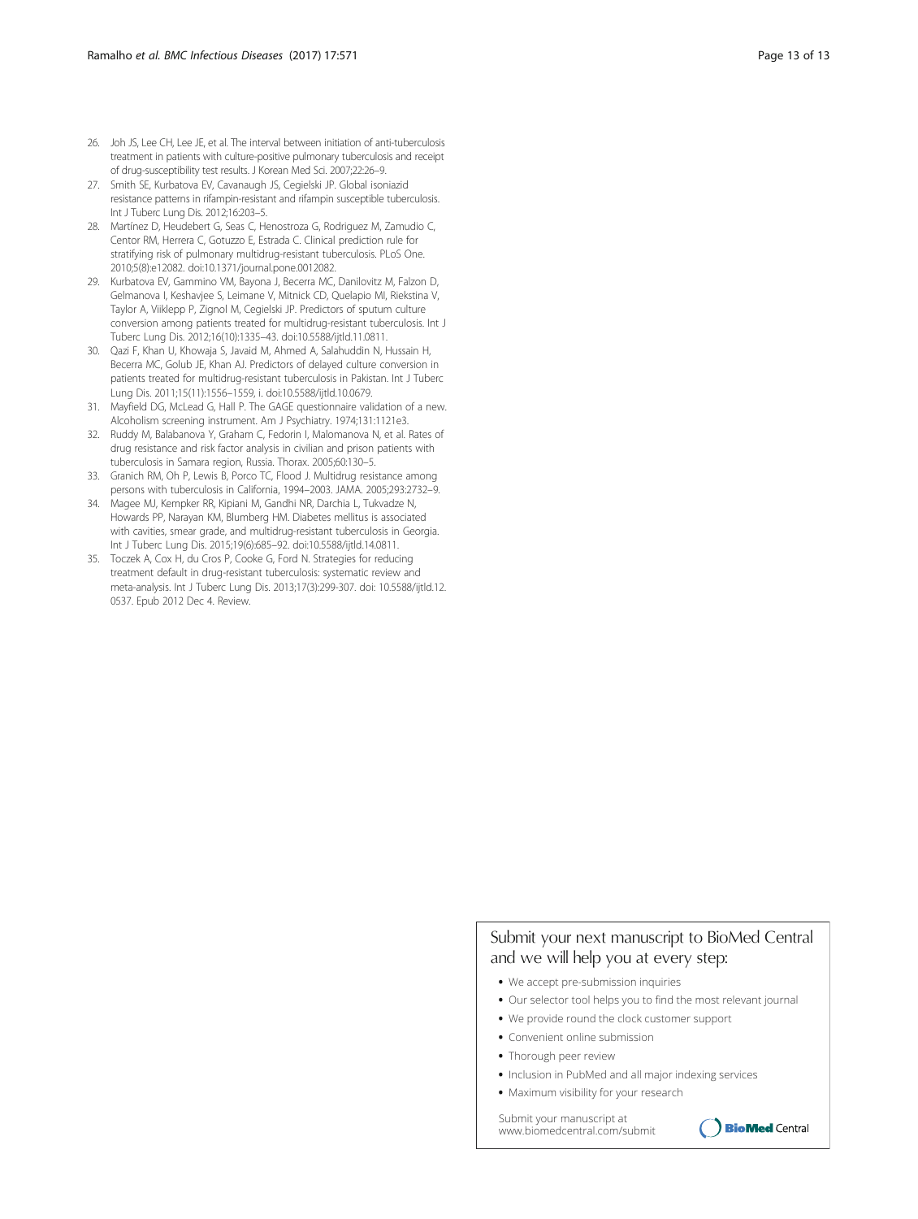26. Joh JS, Lee CH, Lee JE, et al. The interval between initiation of anti-tuberculosis treatment in patients with culture-positive pulmonary tuberculosis and receipt of drug-susceptibility test results. J Korean Med Sci. 2007;22:26–9.
27. Smith SE, Kurbatova EV, Cavanaugh JS, Cegielski JP. Global isoniazid resistance patterns in rifampin-resistant and rifampin susceptible tuberculosis. Int J Tuberc Lung Dis. 2012;16:203–5.
28. Martínez D, Heudebert G, Seas C, Henostroza G, Rodriguez M, Zamudio C, Centor RM, Herrera C, Gotuzzo E, Estrada C. Clinical prediction rule for stratifying risk of pulmonary multidrug-resistant tuberculosis. PLoS One. 2010;5(8):e12082. doi:10.1371/journal.pone.0012082.
29. Kurbatova EV, Gammino VM, Bayona J, Becerra MC, Danilovitz M, Falzon D, Gelmanova I, Keshavjee S, Leimane V, Mitnick CD, Quelapio MI, Riekstina V, Taylor A, Viiklepp P, Zignol M, Cegielski JP. Predictors of sputum culture conversion among patients treated for multidrug-resistant tuberculosis. Int J Tuberc Lung Dis. 2012;16(10):1335–43. doi:10.5588/ijtld.11.0811.
30. Qazi F, Khan U, Khowaja S, Javaid M, Ahmed A, Salahuddin N, Hussain H, Becerra MC, Golub JE, Khan AJ. Predictors of delayed culture conversion in patients treated for multidrug-resistant tuberculosis in Pakistan. Int J Tuberc Lung Dis. 2011;15(11):1556–1559, i. doi:10.5588/ijtld.10.0679.
31. Mayfield DG, McLead G, Hall P. The GAGE questionnaire validation of a new. Alcoholism screening instrument. Am J Psychiatry. 1974;131:1121e3.
32. Ruddy M, Balabanova Y, Graham C, Fedorin I, Malomanova N, et al. Rates of drug resistance and risk factor analysis in civilian and prison patients with tuberculosis in Samara region, Russia. Thorax. 2005;60:130–5.
33. Granich RM, Oh P, Lewis B, Porco TC, Flood J. Multidrug resistance among persons with tuberculosis in California, 1994–2003. JAMA. 2005;293:2732–9.
34. Magee MJ, Kempker RR, Kipiani M, Gandhi NR, Darchia L, Tukvadze N, Howards PP, Narayan KM, Blumberg HM. Diabetes mellitus is associated with cavities, smear grade, and multidrug-resistant tuberculosis in Georgia. Int J Tuberc Lung Dis. 2015;19(6):685–92. doi:10.5588/ijtld.14.0811.
35. Toczek A, Cox H, du Cros P, Cooke G, Ford N. Strategies for reducing treatment default in drug-resistant tuberculosis: systematic review and meta-analysis. Int J Tuberc Lung Dis. 2013;17(3):299-307. doi: 10.5588/ijtld.12.0537. Epub 2012 Dec 4. Review.

Submit your next manuscript to BioMed Central and we will help you at every step:

- We accept pre-submission inquiries
- Our selector tool helps you to find the most relevant journal
- We provide round the clock customer support
- Convenient online submission
- Thorough peer review
- Inclusion in PubMed and all major indexing services
- Maximum visibility for your research

Submit your manuscript at
www.biomedcentral.com/submit

BioMed Central